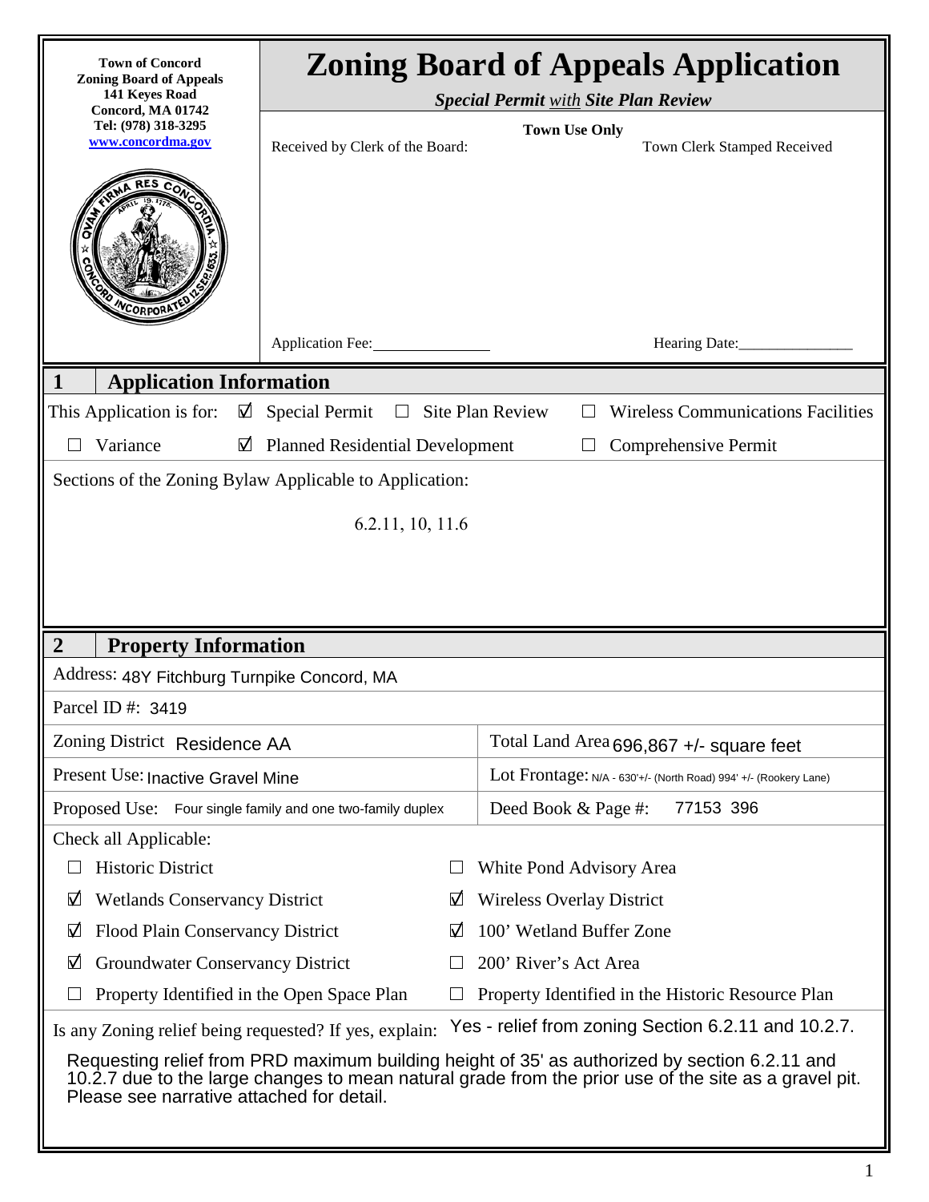Town of Concord
Zoning Board of Appeals
141 Keyes Road
Concord, MA 01742
Tel: (978) 318-3295
www.concordma.gov

# Zoning Board of Appeals Application

***Special Permit with Site Plan Review***

**Town Use Only**

Received by Clerk of the Board:

Town Clerk Stamped Received

Application Fee:_______________

Hearing Date:_______________

## 1 Application Information

This Application is for: ☑ Special Permit ☐ Site Plan Review ☐ Wireless Communications Facilities

☐ Variance ☑ Planned Residential Development ☐ Comprehensive Permit

Sections of the Zoning Bylaw Applicable to Application:

6.2.11, 10, 11.6

## 2 Property Information

Address: 48Y Fitchburg Turnpike Concord, MA

Parcel ID #: 3419

| | |
|---|---|
| Zoning District: Residence AA | Total Land Area: 696,867 +/- square feet |
| Present Use: Inactive Gravel Mine | Lot Frontage: N/A - 630'+/- (North Road) 994' +/- (Rookery Lane) |
| Proposed Use: Four single family and one two-family duplex | Deed Book & Page #: 77153 396 |

Check all Applicable:

| | |
|---|---|
| ☐ Historic District | ☐ White Pond Advisory Area |
| ☑ Wetlands Conservancy District | ☑ Wireless Overlay District |
| ☑ Flood Plain Conservancy District | ☑ 100' Wetland Buffer Zone |
| ☑ Groundwater Conservancy District | ☐ 200' River's Act Area |
| ☐ Property Identified in the Open Space Plan | ☐ Property Identified in the Historic Resource Plan |

Is any Zoning relief being requested? If yes, explain: Yes - relief from zoning Section 6.2.11 and 10.2.7.

Requesting relief from PRD maximum building height of 35' as authorized by section 6.2.11 and 10.2.7 due to the large changes to mean natural grade from the prior use of the site as a gravel pit. Please see narrative attached for detail.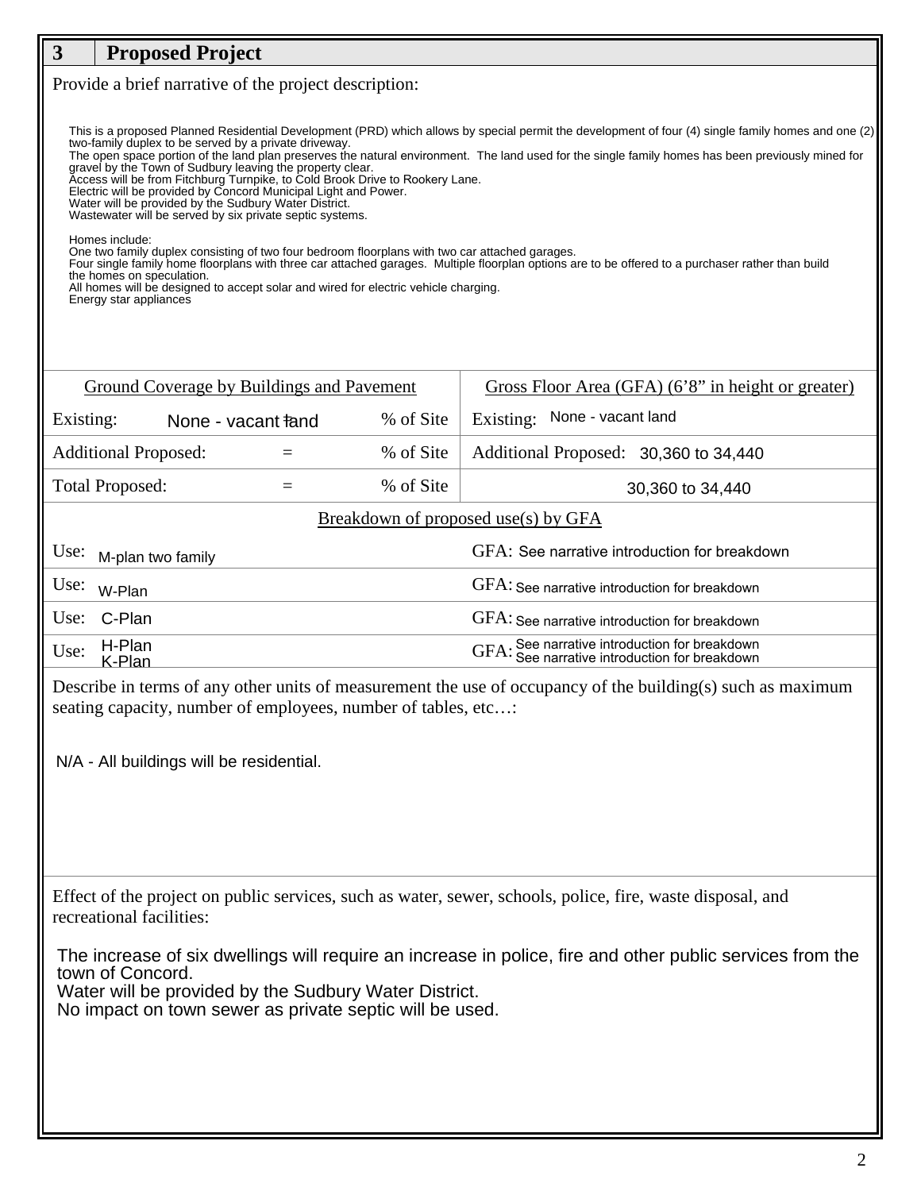## 3 Proposed Project

Provide a brief narrative of the project description:

This is a proposed Planned Residential Development (PRD) which allows by special permit the development of four (4) single family homes and one (2) two-family duplex to be served by a private driveway.
The open space portion of the land plan preserves the natural environment. The land used for the single family homes has been previously mined for gravel by the Town of Sudbury leaving the property clear.
Access will be from Fitchburg Turnpike, to Cold Brook Drive to Rookery Lane.
Electric will be provided by Concord Municipal Light and Power.
Water will be provided by the Sudbury Water District.
Wastewater will be served by six private septic systems.

Homes include:
One two family duplex consisting of two four bedroom floorplans with two car attached garages.
Four single family home floorplans with three car attached garages. Multiple floorplan options are to be offered to a purchaser rather than build the homes on speculation.
All homes will be designed to accept solar and wired for electric vehicle charging.
Energy star appliances

| Ground Coverage by Buildings and Pavement | | | Gross Floor Area (GFA) (6'8" in height or greater) |
|---|---|---|---|
| Existing: | None - vacant land | % of Site | Existing: None - vacant land |
| Additional Proposed: | = | % of Site | Additional Proposed: 30,360 to 34,440 |
| Total Proposed: | = | % of Site | 30,360 to 34,440 |

**Breakdown of proposed use(s) by GFA**

| Use | GFA |
|---|---|
| Use: M-plan two family | GFA: See narrative introduction for breakdown |
| Use: W-Plan | GFA: See narrative introduction for breakdown |
| Use: C-Plan | GFA: See narrative introduction for breakdown |
| Use: H-Plan<br>K-Plan | GFA: See narrative introduction for breakdown<br>See narrative introduction for breakdown |

Describe in terms of any other units of measurement the use of occupancy of the building(s) such as maximum seating capacity, number of employees, number of tables, etc…:

N/A - All buildings will be residential.

Effect of the project on public services, such as water, sewer, schools, police, fire, waste disposal, and recreational facilities:

The increase of six dwellings will require an increase in police, fire and other public services from the town of Concord.
Water will be provided by the Sudbury Water District.
No impact on town sewer as private septic will be used.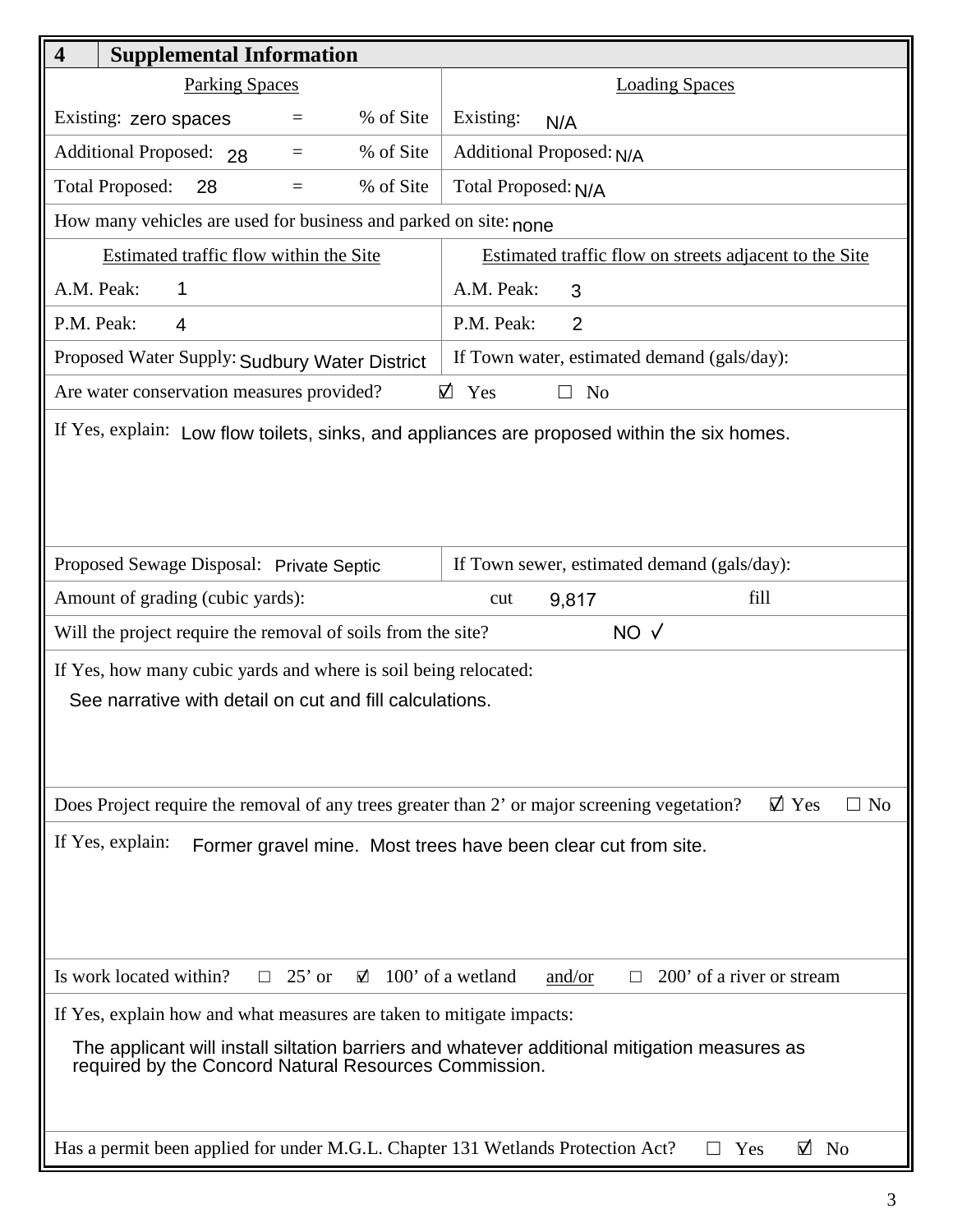## 4 Supplemental Information

| Parking Spaces | | | Loading Spaces |
|---|---|---|---|
| Existing: zero spaces | = | % of Site | Existing: N/A |
| Additional Proposed: 28 | = | % of Site | Additional Proposed: N/A |
| Total Proposed: 28 | = | % of Site | Total Proposed: N/A |

How many vehicles are used for business and parked on site: none

| Estimated traffic flow within the Site | Estimated traffic flow on streets adjacent to the Site |
|---|---|
| A.M. Peak: 1 | A.M. Peak: 3 |
| P.M. Peak: 4 | P.M. Peak: 2 |
| Proposed Water Supply: Sudbury Water District | If Town water, estimated demand (gals/day): |

Are water conservation measures provided? ☑ Yes ☐ No

If Yes, explain: Low flow toilets, sinks, and appliances are proposed within the six homes.

| Proposed Sewage Disposal: Private Septic | If Town sewer, estimated demand (gals/day): |
|---|---|

Amount of grading (cubic yards): cut 9,817 fill

Will the project require the removal of soils from the site? NO ✓

If Yes, how many cubic yards and where is soil being relocated:

See narrative with detail on cut and fill calculations.

Does Project require the removal of any trees greater than 2' or major screening vegetation? ☑ Yes ☐ No

If Yes, explain: Former gravel mine. Most trees have been clear cut from site.

Is work located within? ☐ 25' or ☑ 100' of a wetland and/or ☐ 200' of a river or stream

If Yes, explain how and what measures are taken to mitigate impacts:

The applicant will install siltation barriers and whatever additional mitigation measures as required by the Concord Natural Resources Commission.

Has a permit been applied for under M.G.L. Chapter 131 Wetlands Protection Act? ☐ Yes ☑ No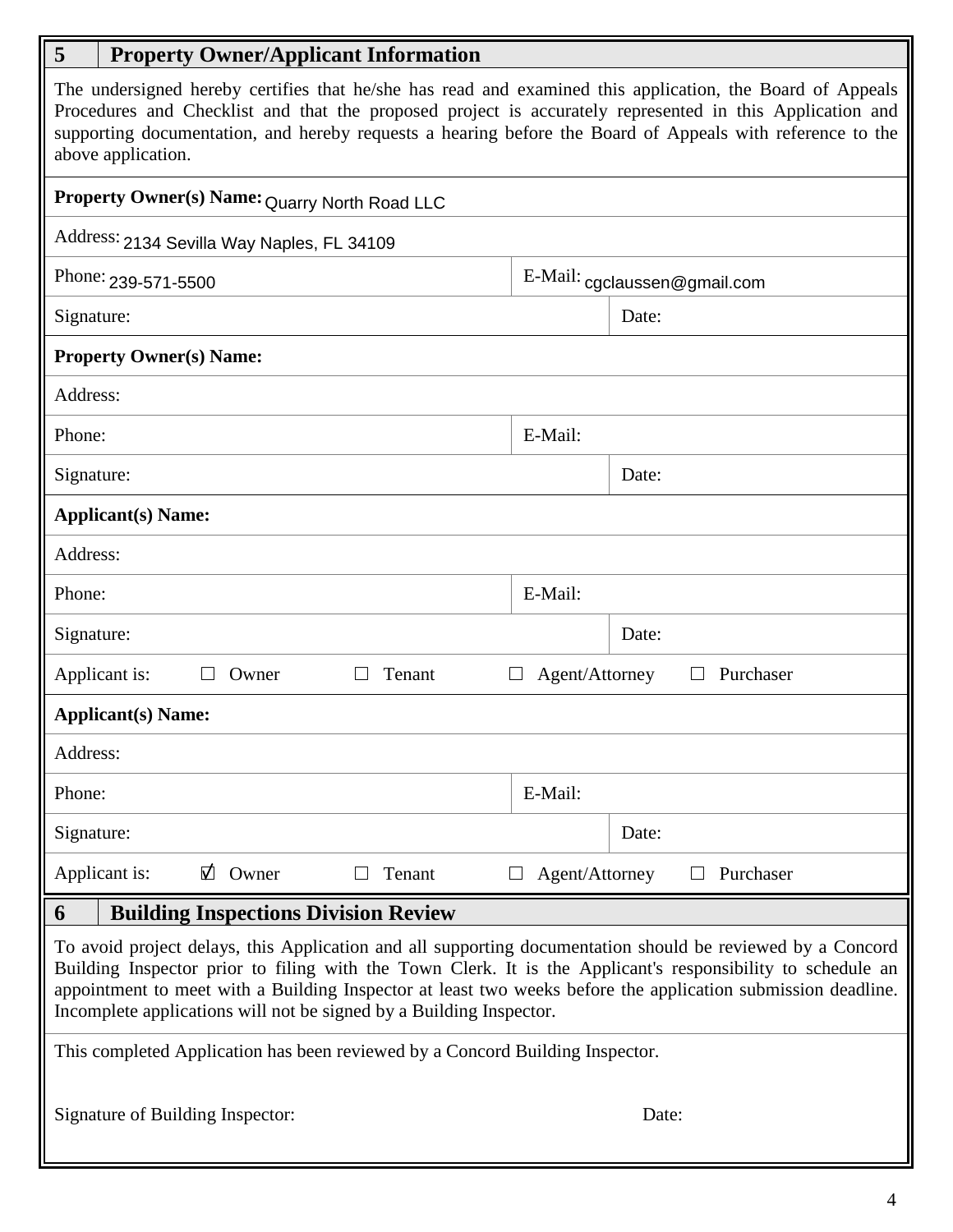## 5 Property Owner/Applicant Information

The undersigned hereby certifies that he/she has read and examined this application, the Board of Appeals Procedures and Checklist and that the proposed project is accurately represented in this Application and supporting documentation, and hereby requests a hearing before the Board of Appeals with reference to the above application.

**Property Owner(s) Name:** Quarry North Road LLC

Address: 2134 Sevilla Way Naples, FL 34109

Phone: 239-571-5500 | E-Mail: cgclaussen@gmail.com

Signature: | Date:

**Property Owner(s) Name:**

Address:

Phone: | E-Mail:

Signature: | Date:

**Applicant(s) Name:**

Address:

Phone: | E-Mail:

Signature: | Date:

Applicant is: ☐ Owner ☐ Tenant ☐ Agent/Attorney ☐ Purchaser

**Applicant(s) Name:**

Address:

Phone: | E-Mail:

Signature: | Date:

Applicant is: ☑ Owner ☐ Tenant ☐ Agent/Attorney ☐ Purchaser

## 6 Building Inspections Division Review

To avoid project delays, this Application and all supporting documentation should be reviewed by a Concord Building Inspector prior to filing with the Town Clerk. It is the Applicant's responsibility to schedule an appointment to meet with a Building Inspector at least two weeks before the application submission deadline. Incomplete applications will not be signed by a Building Inspector.

This completed Application has been reviewed by a Concord Building Inspector.

Signature of Building Inspector: | Date: